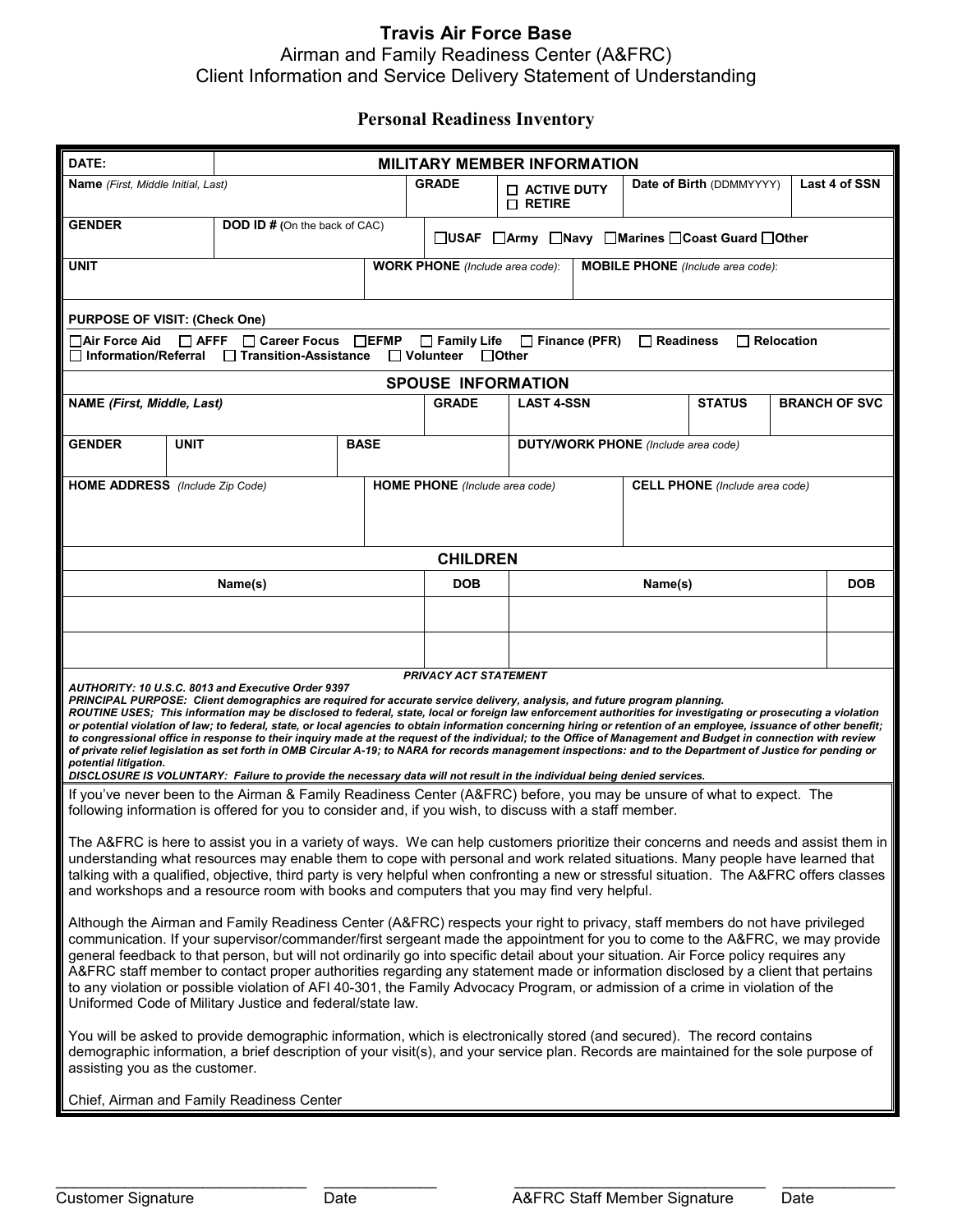# Travis Air Force Base

## Airman and Family Readiness Center (A&FRC)

## Client Information and Service Delivery Statement of Understanding

### Personal Readiness Inventory

| DATE: | MILITARY MEMBER INFORMATION | | | | |
|---|---|---|---|---|---|
| **Name** *(First, Middle Initial, Last)* | | **GRADE** | ☐ **ACTIVE DUTY** ☐ **RETIRE** | **Date of Birth** (DDMMYYYY) | **Last 4 of SSN** |
| **GENDER** | **DOD ID #** (On the back of CAC) | ☐USAF ☐Army ☐Navy ☐Marines ☐Coast Guard ☐Other | | | |
| **UNIT** | | **WORK PHONE** *(Include area code)*: | | **MOBILE PHONE** *(Include area code)*: | |

**PURPOSE OF VISIT: (Check One)**

☐Air Force Aid ☐ AFFF ☐ Career Focus ☐EFMP ☐ Family Life ☐ Finance (PFR) ☐ Readiness ☐ Relocation ☐ Information/Referral ☐ Transition-Assistance ☐ Volunteer ☐Other

| SPOUSE INFORMATION | | | | | | |
|---|---|---|---|---|---|---|
| **NAME** *(First, Middle, Last)* | | | **GRADE** | **LAST 4-SSN** | **STATUS** | **BRANCH OF SVC** |
| **GENDER** | **UNIT** | **BASE** | | **DUTY/WORK PHONE** *(Include area code)* | | |
| **HOME ADDRESS** *(Include Zip Code)* | | **HOME PHONE** *(Include area code)* | | **CELL PHONE** *(Include area code)* | | |

| CHILDREN | | | |
|---|---|---|---|
| **Name(s)** | **DOB** | **Name(s)** | **DOB** |
| | | | |
| | | | |

***PRIVACY ACT STATEMENT***

***AUTHORITY: 10 U.S.C. 8013 and Executive Order 9397***
***PRINCIPAL PURPOSE: Client demographics are required for accurate service delivery, analysis, and future program planning.***
***ROUTINE USES; This information may be disclosed to federal, state, local or foreign law enforcement authorities for investigating or prosecuting a violation or potential violation of law; to federal, state, or local agencies to obtain information concerning hiring or retention of an employee, issuance of other benefit; to congressional office in response to their inquiry made at the request of the individual; to the Office of Management and Budget in connection with review of private relief legislation as set forth in OMB Circular A-19; to NARA for records management inspections: and to the Department of Justice for pending or potential litigation.***
***DISCLOSURE IS VOLUNTARY: Failure to provide the necessary data will not result in the individual being denied services.***

If you've never been to the Airman & Family Readiness Center (A&FRC) before, you may be unsure of what to expect. The following information is offered for you to consider and, if you wish, to discuss with a staff member.

The A&FRC is here to assist you in a variety of ways. We can help customers prioritize their concerns and needs and assist them in understanding what resources may enable them to cope with personal and work related situations. Many people have learned that talking with a qualified, objective, third party is very helpful when confronting a new or stressful situation. The A&FRC offers classes and workshops and a resource room with books and computers that you may find very helpful.

Although the Airman and Family Readiness Center (A&FRC) respects your right to privacy, staff members do not have privileged communication. If your supervisor/commander/first sergeant made the appointment for you to come to the A&FRC, we may provide general feedback to that person, but will not ordinarily go into specific detail about your situation. Air Force policy requires any A&FRC staff member to contact proper authorities regarding any statement made or information disclosed by a client that pertains to any violation or possible violation of AFI 40-301, the Family Advocacy Program, or admission of a crime in violation of the Uniformed Code of Military Justice and federal/state law.

You will be asked to provide demographic information, which is electronically stored (and secured). The record contains demographic information, a brief description of your visit(s), and your service plan. Records are maintained for the sole purpose of assisting you as the customer.

Chief, Airman and Family Readiness Center

\_\_\_\_\_\_\_\_\_\_\_\_\_\_\_\_\_\_\_\_\_\_\_\_ \_\_\_\_\_\_\_\_\_\_\_\_ \_\_\_\_\_\_\_\_\_\_\_\_\_\_\_\_\_\_\_\_\_\_\_\_ \_\_\_\_\_\_\_\_\_\_\_\_

Customer Signature Date A&FRC Staff Member Signature Date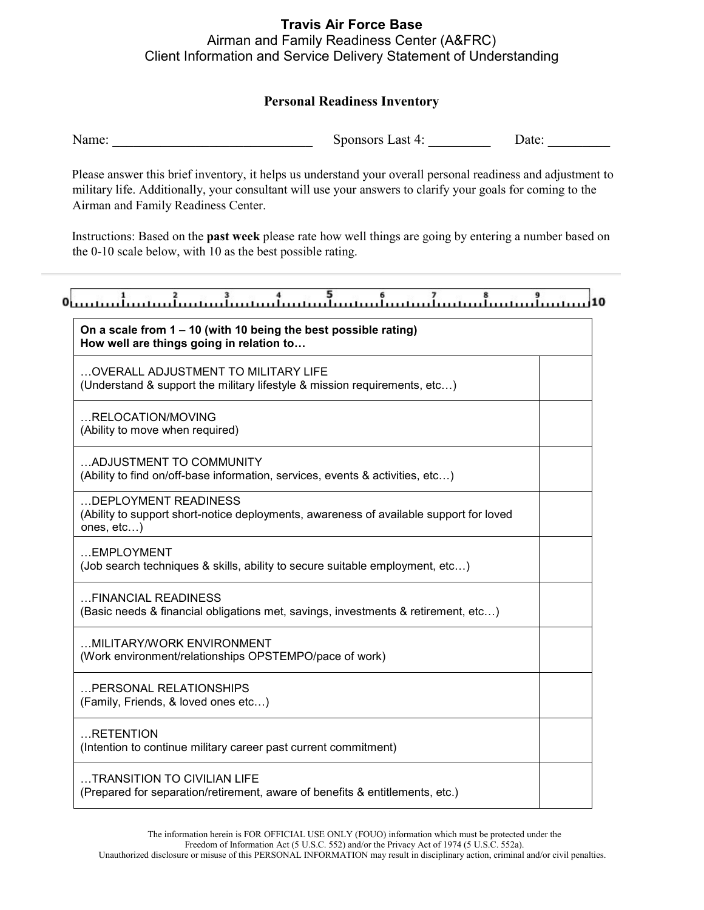**Travis Air Force Base**
Airman and Family Readiness Center (A&FRC)
Client Information and Service Delivery Statement of Understanding

## Personal Readiness Inventory

Name: ______________________________ Sponsors Last 4: _________ Date: _________

Please answer this brief inventory, it helps us understand your overall personal readiness and adjustment to military life. Additionally, your consultant will use your answers to clarify your goals for coming to the Airman and Family Readiness Center.

Instructions: Based on the **past week** please rate how well things are going by entering a number based on the 0-10 scale below, with 10 as the best possible rating.

0 1 2 3 4 5 6 7 8 9 10

| **On a scale from 1 – 10 (with 10 being the best possible rating)<br>How well are things going in relation to…** | |
|---|---|
| …OVERALL ADJUSTMENT TO MILITARY LIFE<br>(Understand & support the military lifestyle & mission requirements, etc…) | |
| …RELOCATION/MOVING<br>(Ability to move when required) | |
| …ADJUSTMENT TO COMMUNITY<br>(Ability to find on/off-base information, services, events & activities, etc…) | |
| …DEPLOYMENT READINESS<br>(Ability to support short-notice deployments, awareness of available support for loved ones, etc…) | |
| …EMPLOYMENT<br>(Job search techniques & skills, ability to secure suitable employment, etc…) | |
| …FINANCIAL READINESS<br>(Basic needs & financial obligations met, savings, investments & retirement, etc…) | |
| …MILITARY/WORK ENVIRONMENT<br>(Work environment/relationships OPSTEMPO/pace of work) | |
| …PERSONAL RELATIONSHIPS<br>(Family, Friends, & loved ones etc…) | |
| …RETENTION<br>(Intention to continue military career past current commitment) | |
| …TRANSITION TO CIVILIAN LIFE<br>(Prepared for separation/retirement, aware of benefits & entitlements, etc.) | |

The information herein is FOR OFFICIAL USE ONLY (FOUO) information which must be protected under the Freedom of Information Act (5 U.S.C. 552) and/or the Privacy Act of 1974 (5 U.S.C. 552a).
Unauthorized disclosure or misuse of this PERSONAL INFORMATION may result in disciplinary action, criminal and/or civil penalties.